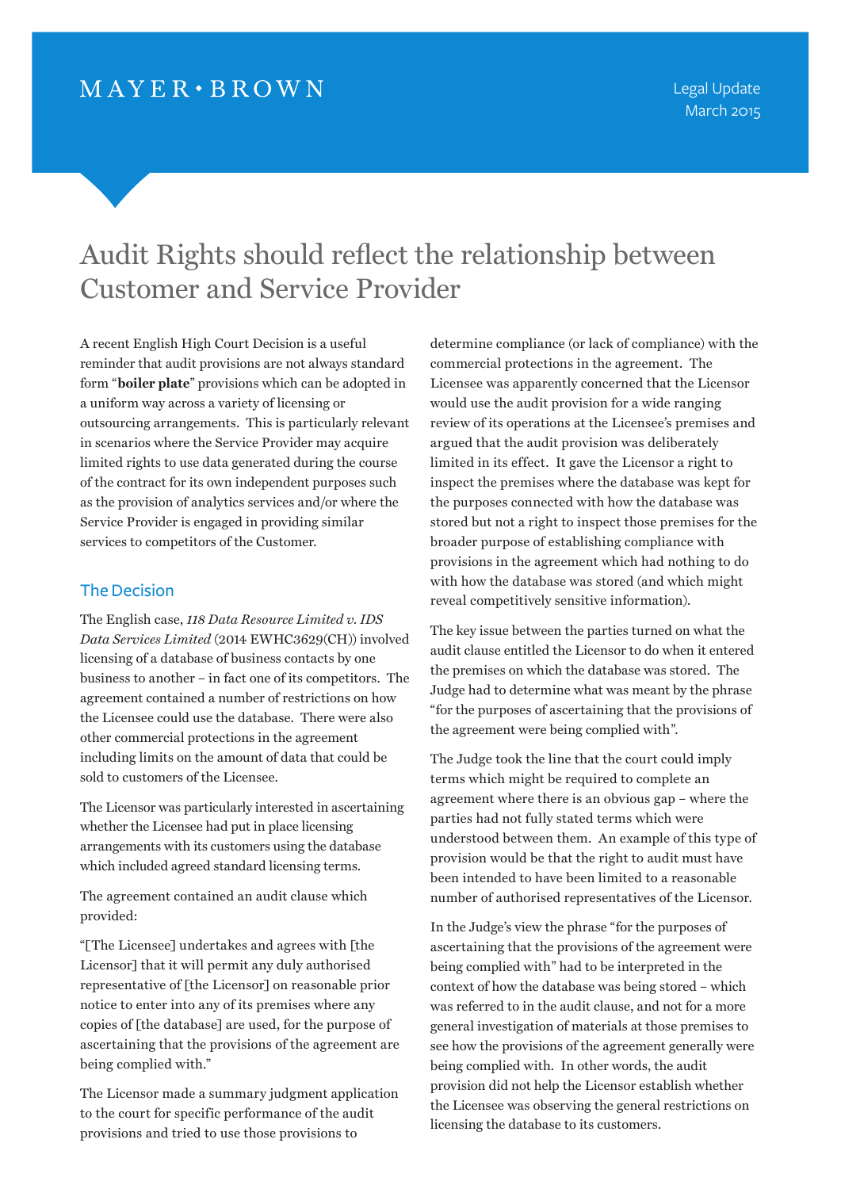MAYER • BROWN

Legal Update
March 2015

# Audit Rights should reflect the relationship between Customer and Service Provider

A recent English High Court Decision is a useful reminder that audit provisions are not always standard form "**boiler plate**" provisions which can be adopted in a uniform way across a variety of licensing or outsourcing arrangements. This is particularly relevant in scenarios where the Service Provider may acquire limited rights to use data generated during the course of the contract for its own independent purposes such as the provision of analytics services and/or where the Service Provider is engaged in providing similar services to competitors of the Customer.

## The Decision

The English case, *118 Data Resource Limited v. IDS Data Services Limited* (2014 EWHC3629(CH)) involved licensing of a database of business contacts by one business to another – in fact one of its competitors. The agreement contained a number of restrictions on how the Licensee could use the database. There were also other commercial protections in the agreement including limits on the amount of data that could be sold to customers of the Licensee.

The Licensor was particularly interested in ascertaining whether the Licensee had put in place licensing arrangements with its customers using the database which included agreed standard licensing terms.

The agreement contained an audit clause which provided:

"[The Licensee] undertakes and agrees with [the Licensor] that it will permit any duly authorised representative of [the Licensor] on reasonable prior notice to enter into any of its premises where any copies of [the database] are used, for the purpose of ascertaining that the provisions of the agreement are being complied with."

The Licensor made a summary judgment application to the court for specific performance of the audit provisions and tried to use those provisions to determine compliance (or lack of compliance) with the commercial protections in the agreement. The Licensee was apparently concerned that the Licensor would use the audit provision for a wide ranging review of its operations at the Licensee's premises and argued that the audit provision was deliberately limited in its effect. It gave the Licensor a right to inspect the premises where the database was kept for the purposes connected with how the database was stored but not a right to inspect those premises for the broader purpose of establishing compliance with provisions in the agreement which had nothing to do with how the database was stored (and which might reveal competitively sensitive information).

The key issue between the parties turned on what the audit clause entitled the Licensor to do when it entered the premises on which the database was stored. The Judge had to determine what was meant by the phrase "for the purposes of ascertaining that the provisions of the agreement were being complied with".

The Judge took the line that the court could imply terms which might be required to complete an agreement where there is an obvious gap – where the parties had not fully stated terms which were understood between them. An example of this type of provision would be that the right to audit must have been intended to have been limited to a reasonable number of authorised representatives of the Licensor.

In the Judge's view the phrase "for the purposes of ascertaining that the provisions of the agreement were being complied with" had to be interpreted in the context of how the database was being stored – which was referred to in the audit clause, and not for a more general investigation of materials at those premises to see how the provisions of the agreement generally were being complied with. In other words, the audit provision did not help the Licensor establish whether the Licensee was observing the general restrictions on licensing the database to its customers.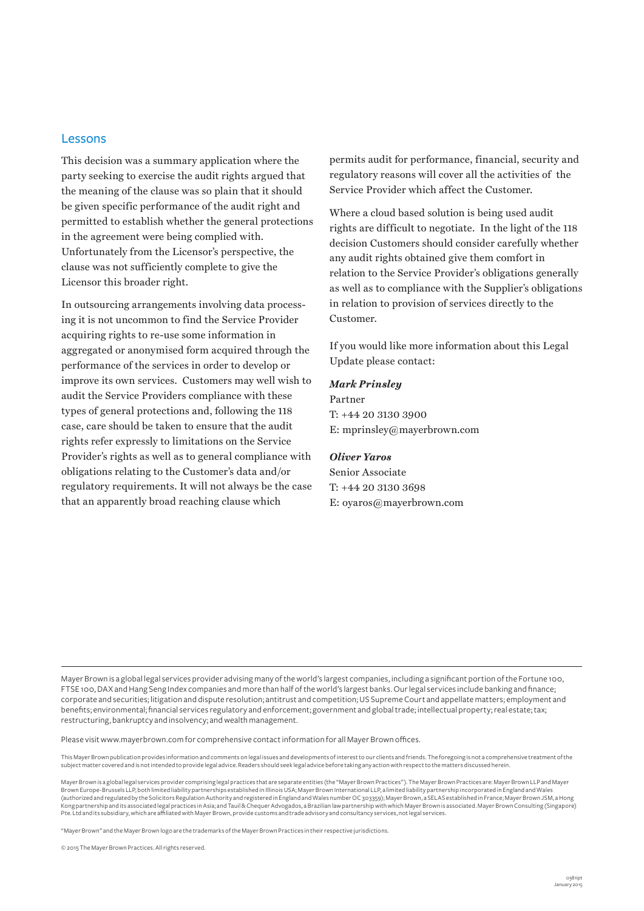## Lessons

This decision was a summary application where the party seeking to exercise the audit rights argued that the meaning of the clause was so plain that it should be given specific performance of the audit right and permitted to establish whether the general protections in the agreement were being complied with. Unfortunately from the Licensor's perspective, the clause was not sufficiently complete to give the Licensor this broader right.

In outsourcing arrangements involving data processing it is not uncommon to find the Service Provider acquiring rights to re-use some information in aggregated or anonymised form acquired through the performance of the services in order to develop or improve its own services. Customers may well wish to audit the Service Providers compliance with these types of general protections and, following the 118 case, care should be taken to ensure that the audit rights refer expressly to limitations on the Service Provider's rights as well as to general compliance with obligations relating to the Customer's data and/or regulatory requirements. It will not always be the case that an apparently broad reaching clause which permits audit for performance, financial, security and regulatory reasons will cover all the activities of the Service Provider which affect the Customer.

Where a cloud based solution is being used audit rights are difficult to negotiate. In the light of the 118 decision Customers should consider carefully whether any audit rights obtained give them comfort in relation to the Service Provider's obligations generally as well as to compliance with the Supplier's obligations in relation to provision of services directly to the Customer.

If you would like more information about this Legal Update please contact:

***Mark Prinsley***
Partner
T: +44 20 3130 3900
E: mprinsley@mayerbrown.com

***Oliver Yaros***
Senior Associate
T: +44 20 3130 3698
E: oyaros@mayerbrown.com

---

Mayer Brown is a global legal services provider advising many of the world's largest companies, including a significant portion of the Fortune 100, FTSE 100, DAX and Hang Seng Index companies and more than half of the world's largest banks. Our legal services include banking and finance; corporate and securities; litigation and dispute resolution; antitrust and competition; US Supreme Court and appellate matters; employment and benefits; environmental; financial services regulatory and enforcement; government and global trade; intellectual property; real estate; tax; restructuring, bankruptcy and insolvency; and wealth management.

Please visit www.mayerbrown.com for comprehensive contact information for all Mayer Brown offices.

This Mayer Brown publication provides information and comments on legal issues and developments of interest to our clients and friends. The foregoing is not a comprehensive treatment of the subject matter covered and is not intended to provide legal advice. Readers should seek legal advice before taking any action with respect to the matters discussed herein.

Mayer Brown is a global legal services provider comprising legal practices that are separate entities (the "Mayer Brown Practices"). The Mayer Brown Practices are: Mayer Brown LLP and Mayer Brown Europe-Brussels LLP, both limited liability partnerships established in Illinois USA; Mayer Brown International LLP, a limited liability partnership incorporated in England and Wales (authorized and regulated by the Solicitors Regulation Authority and registered in England and Wales number OC 303359); Mayer Brown, a SELAS established in France; Mayer Brown JSM, a Hong Kong partnership and its associated legal practices in Asia; and Tauil & Chequer Advogados, a Brazilian law partnership with which Mayer Brown is associated. Mayer Brown Consulting (Singapore) Pte. Ltd and its subsidiary, which are affiliated with Mayer Brown, provide customs and trade advisory and consultancy services, not legal services.

"Mayer Brown" and the Mayer Brown logo are the trademarks of the Mayer Brown Practices in their respective jurisdictions.

© 2015 The Mayer Brown Practices. All rights reserved.

0381ipt
January 2015